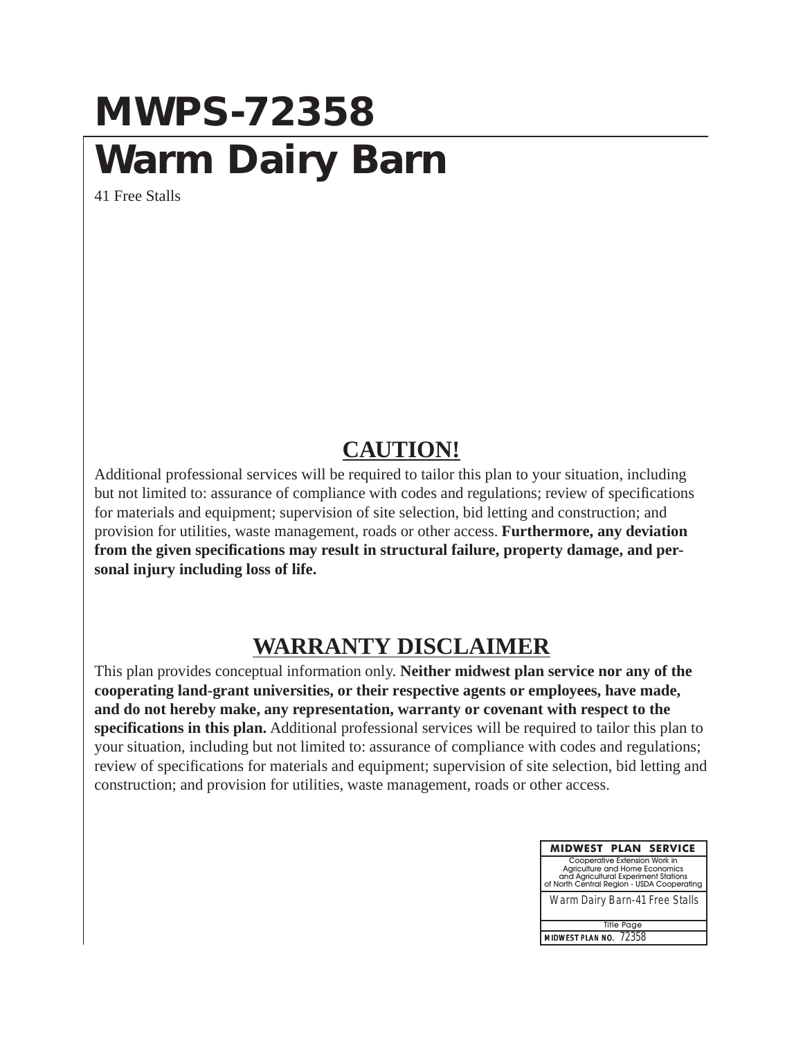# MWPS-72358

# Warm Dairy Barn

41 Free Stalls

## CAUTION!

Additional professional services will be required to tailor this plan to your situation, including but not limited to: assurance of compliance with codes and regulations; review of specifications for materials and equipment; supervision of site selection, bid letting and construction; and provision for utilities, waste management, roads or other access. **Furthermore, any deviation from the given specifications may result in structural failure, property damage, and personal injury including loss of life.**

## WARRANTY DISCLAIMER

This plan provides conceptual information only. **Neither midwest plan service nor any of the cooperating land-grant universities, or their respective agents or employees, have made, and do not hereby make, any representation, warranty or covenant with respect to the specifications in this plan.** Additional professional services will be required to tailor this plan to your situation, including but not limited to: assurance of compliance with codes and regulations; review of specifications for materials and equipment; supervision of site selection, bid letting and construction; and provision for utilities, waste management, roads or other access.

| MIDWEST PLAN SERVICE |
| --- |
| Cooperative Extension Work in Agriculture and Home Economics and Agricultural Experiment Stations of North Central Region - USDA Cooperating |
| *Warm Dairy Barn-41 Free Stalls* |
| Title Page |
| **MIDWEST PLAN NO.** 72358 |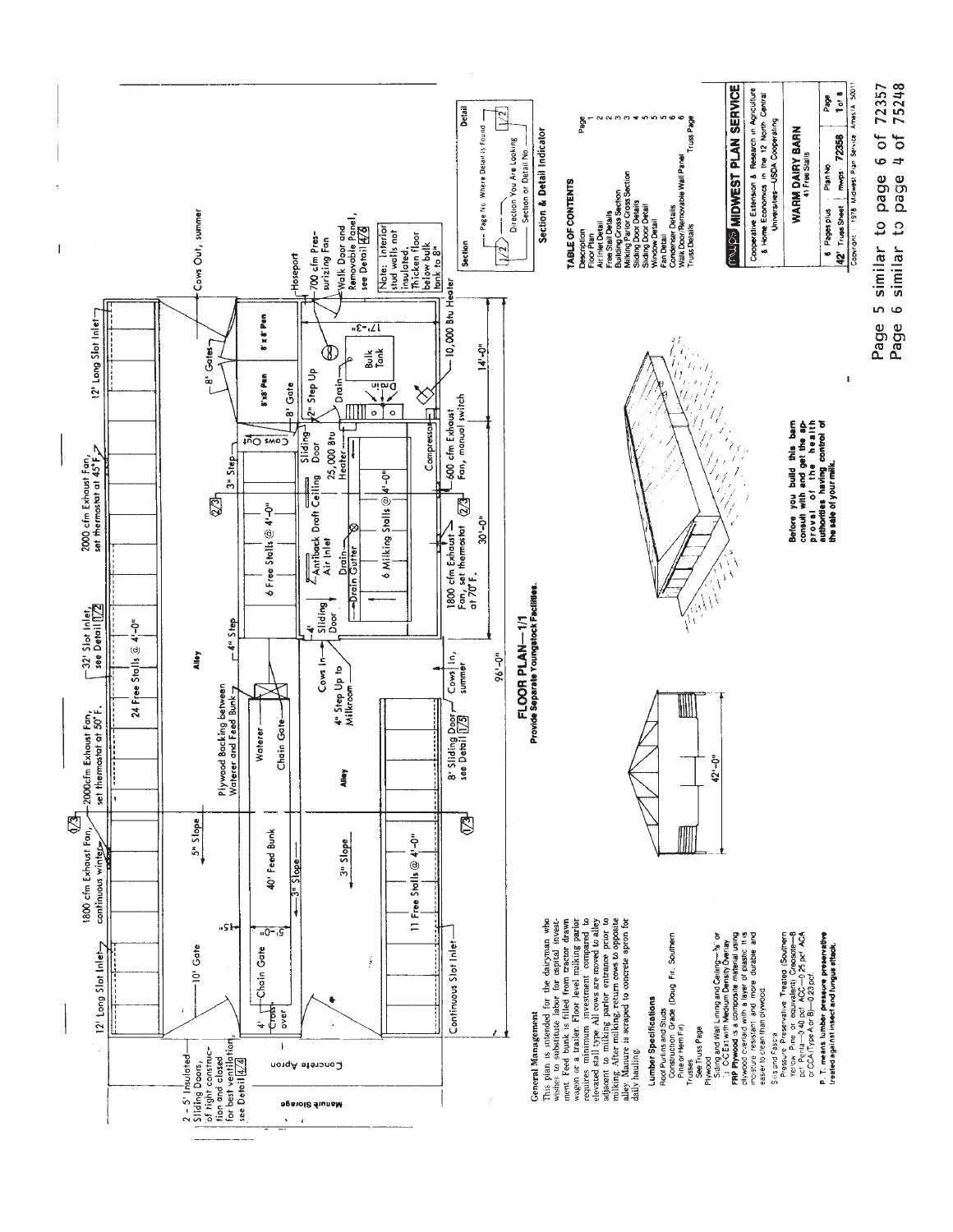## FLOOR PLAN—1/1

**Provide Separate Youngstock Facilities.**

12' Long Slot Inlet — 1800 cfm Exhaust Fan, continuous winter — 2000cfm Exhaust Fan, set thermostat at 50° F. — 32' Slot Inlet, see Detail 1/2 — 2000 cfm Exhaust Fan, set thermostat at 45° F — 12' Long Slot Inlet — Cows Out, summer

2 - 5' Insulated Sliding Doors, of tight construction and closed for best ventilation, see Detail 4/4

Manure Storage — Concrete Apron

10' Gate — 5" Slope — 24 Free Stalls @ 4'-0" — Alley — 4" Step — 3" Step — 6 Free Stalls @ 4'-0" — 8' Gates — 8'x8' Pen — 8'x8' Pen — 8' Gate

Chain Gate — 4' Cross-over — 40' Feed Bunk — 3" Slope — Plywood Backing between Waterer and Feed Bunk — Waterer — Chain Gate — 5' — 8'-0" — 5'

Alley — 3" Slope — 11 Free Stalls @ 4'-0" — Continuous Slot Inlet — 8' Sliding Door, see Detail 1/5 — Cows In, summer

Cows In — 4" Step Up to Milkroom — 4' Sliding Door — Antiback Draft Ceiling Air Inlet — Drain — Drain Gutter — 6 Milking Stalls @ 4'-0" — Sliding Door — 3' Cows — 25,000 Btu Heater — Compressor — 2" Step Up — Drain — Drain — Bulk Tank — 17'-3" — 10,000 Btu Heater

1800 cfm Exhaust Fan, set thermostat at 70° F. — 600 cfm Exhaust Fan, manual switch

96'-0" — 30'-0" — 14'-0"

Hoseport — 700 cfm Pressurizing Fan — Walk Door and Removable Panel, see Detail 4/6

Note: Interior stud walls not insulated. Thicken floor below bulk tank to 8"

42'-0"

**Before you build this barn consult with and get the approval of the health authorities having control of the sale of your milk.**

### General Management

This plan is intended for the dairyman who wishes to substitute labor for capital investment. Feed bunk is filled from tractor drawn wagon or a trailer. Floor level milking parlor requires a minimum investment compared to elevated stall type. All cows are moved to alley adjacent to milking parlor entrance prior to milking. After milking, return cows to opposite alley. Manure is scraped to concrete apron for daily hauling.

### Lumber Specifications

Roof Purlins and Studs
Construction Grade (Doug Fir, Southern Pine or Hem Fir)

Trusses
See Truss Page

Plywood
Siding and Wall Lining and Ceiling—⅜" or ½" CC Ext with Medium Density Overlay
**FRP Plywood** is a composite material using plywood overlaid with a layer of plastic. It is moisture resistant and more durable and easier to clean than plywood.

Sills and Fascia
Pressure Preservative Treated (Southern Yellow Pine or equivalent) Creosote—8 pcf Penta—0.40 pcf ACC—0.25 pcf ACA or CCA (Type A or B)—0.23 pcf.

**P. T. means lumber pressure preservative treated against insect and fungus attack.**

### Section & Detail Indicator

Section — Detail

Page No. Where Detail is Found — Direction You Are Looking — Section or Detail No.

### TABLE OF CONTENTS

| Description | Page |
|---|---|
| Floor Plan | 1 |
| Air Inlet Detail | 2 |
| Free Stall Details | 2 |
| Building Cross Section | 3 |
| Milking Parlor Cross Section | 3 |
| Sliding Door Details | 4 |
| Sliding Door Detail | 5 |
| Window Detail | 5 |
| Fan Detail | 5 |
| Condenser Details | 6 |
| Walk Door/Removable Wall Panel | 6 |
| Truss Details | Truss Page |

**MWPS MIDWEST PLAN SERVICE**

Cooperative Extension & Research in Agriculture & Home Economics in the 12 North Central Universities—USDA Cooperating

**WARM DAIRY BARN**
41 Free Stalls

| 6 Pages plus | Plan No. | Page |
|---|---|---|
| 42' Truss Sheet | mwps 72358 | 1 of 6 |

Copyright 1978 Midwest Plan Service Ames IA 50011

Page 5 similar to page 6 of 72357
Page 6 similar to page 4 of 75248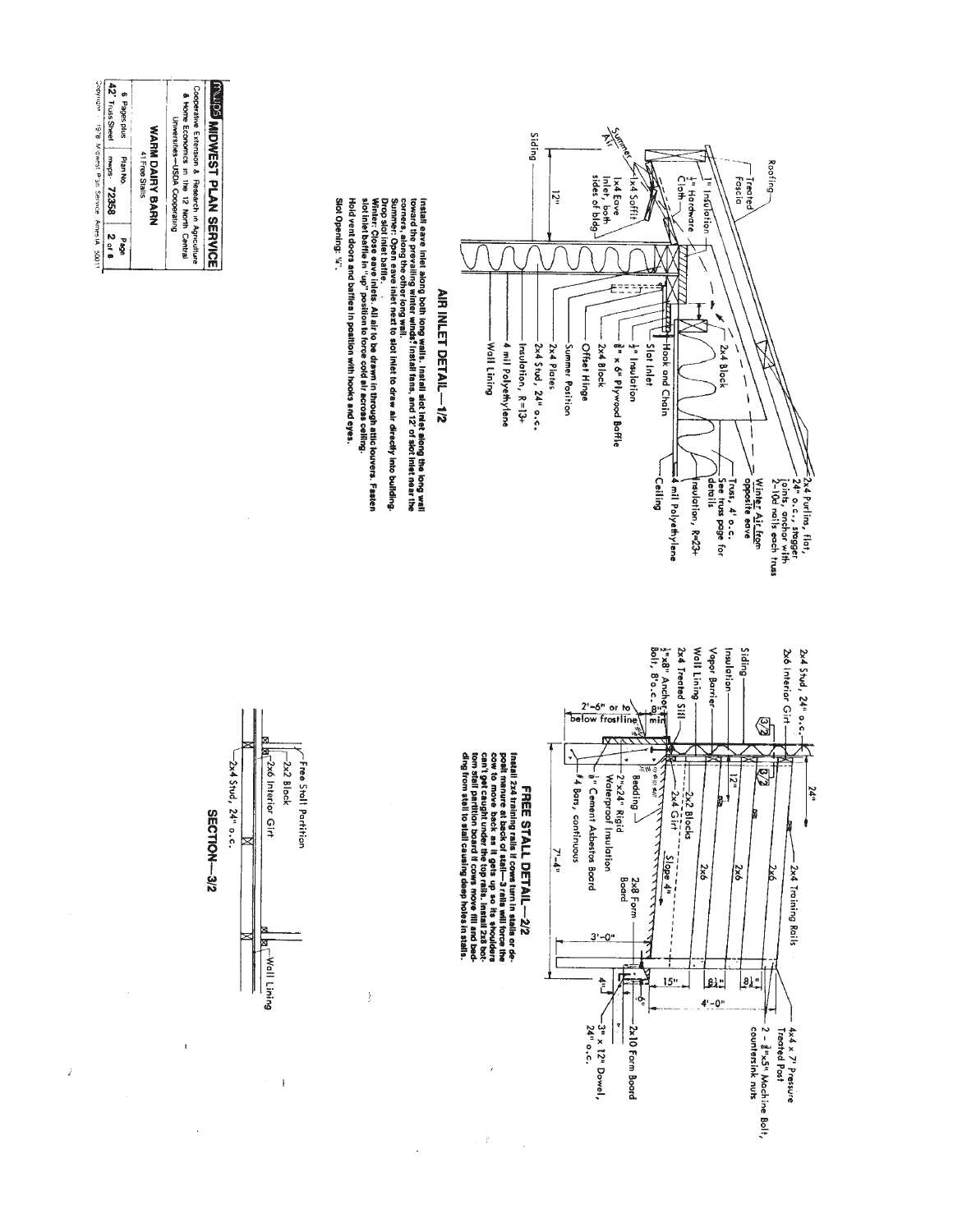## AIR INLET DETAIL—1/2

Roofing

Treated Fascia

1" Insulation

1/4" Hardware Cloth

Summer Air

1x4 Soffit

1x4 Eave Inlet, both sides of bldg

Siding

12"

2x4 Purlins, flat, 24" o.c., stagger joints, anchor with 2-10d nails each truss

Winter Air from opposite eave

2x4 Block

Hook and Chain

Slot Inlet

1" Insulation

3/8" x 6" Plywood Baffle

2x4 Block

Offset Hinge

Summer Position

2x4 Plates

2x4 Stud, 24" o.c.

Insulation, R=13+

4 mil Polyethylene

Wall Lining

Truss, 4' o.c. See truss page for details

Insulation, R=23+

4 mil Polyethylene

Ceiling

Install eave inlet along both long walls. Install slot inlet along the long wall toward the prevailing winter winds. Install fans, and 12' of slot inlet near the corners, along the other long wall.

Summer: Open eave inlet next to slot inlet to draw air directly into building. Drop slot inlet baffle.

Winter: Close eave inlets. All air to be drawn in through attic louvers. Fasten slot inlet baffle in "up" position to force cold air across ceiling.

Hold vent doors and baffles in position with hooks and eyes.

Slot Opening: 3/4".

## FREE STALL DETAIL—2/2

2x4 Stud, 24" o.c.

2x6 Interior Girt

Siding

Insulation

Vapor Barrier

Wall Lining

2x4 Treated Sill

1/2"x8" Anchor Bolt, 8' o.c.

2'-6" or to below frostline

24"

2x4 Training Rails

2x6

2x6

2x6

12"

2x2 Blocks

2x4 Girt

Slope 4"

Bedding

2"x24" Rigid Waterproof Insulation

1/8" Cement Asbestos Board

#4 Bars, continuous

2x8 Form Board

7'-4"

3'-0"

4"

15"

4'-0"

6"

4x4 x 7' Pressure Treated Post

2 - 3/8"x5" Machine Bolt, countersink nuts

2x10 Form Board

3" x 12" Dowel, 24" o.c.

Install 2x4 training rails if cows turn in stalls or deposit manure at back of stall—3 rails will force the cow to move back as it gets up so its shoulders can't get caught under the top rails. Install 2x8 bottom stall partition board if cows move fill and bedding from stall to stall causing deep holes in stalls.

## SECTION—3/2

Free Stall Partition

2x2 Block

2x6 Interior Girt

2x4 Stud, 24" o.c.

Wall Lining

**MWPS MIDWEST PLAN SERVICE**

Cooperative Extension & Research in Agriculture & Home Economics in the 12 North Central Universities—USDA Cooperating

**WARM DAIRY BARN**

41 Free Stalls

| 6 Pages plus 42' Truss Sheet | Plan No. mwps- 72358 | Page 2 of 6 |
|---|---|---|

Copyright 1978 Midwest Plan Service Ames IA 50011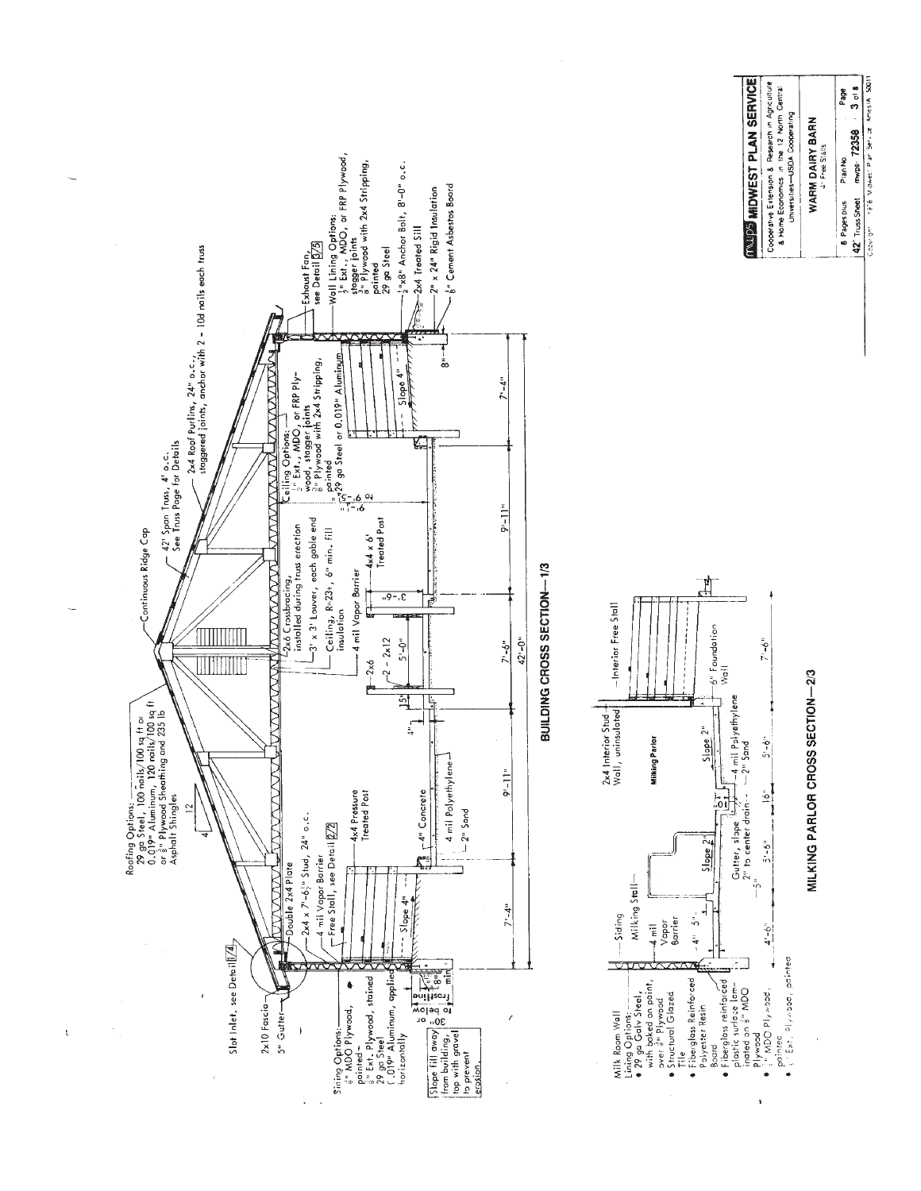## BUILDING CROSS SECTION—1/3

Roofing Options:
- 29 ga Steel, 100 nails/100 sq ft or
- 0.019" Aluminum, 120 nails/100 sq ft
- or 3/8" Plywood Sheathing and 235 lb Asphalt Shingles

Continuous Ridge Cap

42' Span Truss, 4' o.c. See Truss Page for Details

2x4 Roof Purlins, 24" o.c., staggered joints, anchor with 2 - 10d nails each truss

Slot Inlet, see Detail 1/4

2x10 Fascia

5" Gutter

Double 2x4 Plate

2x4 x 7'-6 1/2" Stud, 24" o.c.

4 mil Vapor Barrier

Free Stall, see Detail 2/2

4x4 Pressure Treated Post

4" Concrete

4 mil Polyethylene

2" Sand

2x6 Crossbracing, installed during truss erection

3' x 3' Louver, each gable end

Ceiling, R=23+, 6" min. fill insulation

4 mil Vapor Barrier

2x6

2 - 2x12

4x4 x 6' Treated Post

Ceiling Options:
- 1/2" Ext., MDO, or FRP Plywood, stagger joints
- 3/8" Plywood with 2x4 Stripping, painted
- 29 ga Steel or 0.019" Aluminum

Exhaust Fan, see Detail 3/5

Wall Lining Options:
- 1/2" Ext., MDO, or FRP Plywood, stagger joints
- 3/8" Plywood with 2x4 Stripping, painted
- 29 ga Steel

1/2"x8" Anchor Bolt, 8'-0" o.c.

2x4 Treated Sill

2" x 24" Rigid Insulation

1/8" Cement Asbestos Board

Siding Options:
- 5/8" MDO Plywood, painted
- 5/8" Ext. Plywood, stained
- 29 ga Steel
- 0.019" Aluminum, applied horizontally

Slope fill away from building, top with gravel to prevent erosion.

30" or to below frostline

8" min

Slope 4"

Dimensions: 7'-4" | 9'-11" | 7'-6" | 9'-11" | 7'-4" — 42'-0"

5'-0", 15", 4", 6'-9", 6'-6", 8"

## MILKING PARLOR CROSS SECTION—2/3

Milk Room Wall Lining Options:
- 29 ga Galv Steel, with baked on paint, over 3/8" Plywood
- Structural Glazed Tile
- Fiberglass Reinforced Polyester Resin Board
- Fiberglass reinforced plastic surface laminated on 5/8" MDO Plywood
- 5/8" MDO Plywood, painted
- 5/8" Ext. Plywood, painted

Siding

Milking Stall

4 mil Vapor Barrier

Milking Parlor

2x4 Interior Stud Wall, uninsulated

Interior Free Stall

Slope 2"

Gutter, slope 2" to center drain

4 mil Polyethylene

2" Sand

6" Foundation Wall

Dimensions: 4'-6" | 5'-6" | 16" | 5'-6" | 7'-6"

---

**MWPS MIDWEST PLAN SERVICE**

Cooperative Extension & Research in Agriculture & Home Economics in the 12 North Central Universities—USDA Cooperating

**WARM DAIRY BARN**
4' Free Stalls

| 8 Pages plus | Plan No. | Page |
|---|---|---|
| 42' Truss Sheet | mwps-72358 | 3 of 8 |

Copyright 1978 Midwest Plan Service Ames IA 50011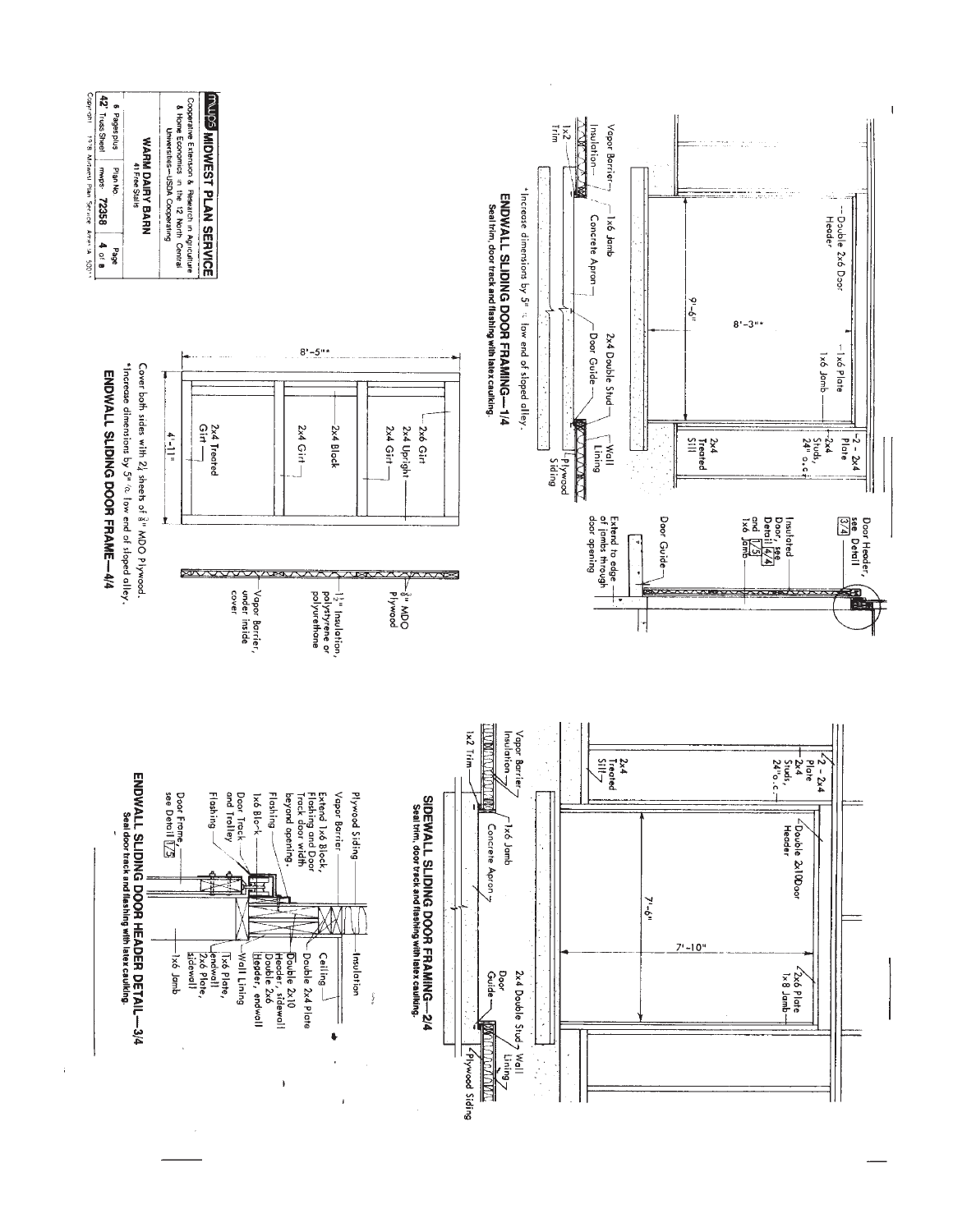## ENDWALL SLIDING DOOR FRAMING—1/4

Seal trim, door track and flashing with latex caulking.

- Double 2x6 Door Header
- 1x6 Plate
- 1x6 Jamb
- 2 - 2x4 Plate
- 2x4 Studs, 24" o.c.
- 2x4 Treated Sill
- 9'-6"
- 8'-3"*
- Vapor Barrier
- Insulation
- 1x2 Trim
- 1x6 Jamb
- Concrete Apron
- Door Guide
- 2x4 Double Stud
- Wall Lining
- Plywood Siding

*Increase dimensions by 5" @ low end of sloped alley.

- Door Header, see Detail 3/4
- Insulated Door, see Detail 4/4 and 1/5
- 1x6 Jamb
- Door Guide
- Extend to edge of jambs through door opening

## ENDWALL SLIDING DOOR FRAME—4/4

- 2x6 Girt
- 2x4 Upright
- 2x4 Girt
- 2x4 Block
- 2x4 Girt
- 2x4 Treated Girt
- 8'-5"*
- 4'-11"
- 3/8" MDO Plywood
- 1 1/2" Insulation, polystyrene or polyurethane
- Vapor Barrier, under inside cover

Cover both sides with 2 1/2 sheets of 3/8" MDO Plywood.

*Increase dimensions by 5" @ low end of sloped alley.

## SIDEWALL SLIDING DOOR FRAMING—2/4

Seal trim, door track and flashing with latex caulking.

- 2 - 2x4 Plate
- 2x4 Studs, 24" o.c.
- 2x4 Treated Sill
- Double 2x10 Door Header
- 2x6 Plate
- 1x8 Jamb
- 7'-6"
- 7'-10"
- Vapor Barrier
- Insulation
- 1x2 Trim
- 1x6 Jamb
- Concrete Apron
- 2x4 Double Stud
- Door Guide
- Wall Lining
- Plywood Siding

## ENDWALL SLIDING DOOR HEADER DETAIL—3/4

Seal door track and flashing with latex caulking.

- Plywood Siding
- Vapor Barrier
- Extend 1x6 Block, Flashing and Door Track door width beyond opening.
- Flashing
- 1x6 Block
- Door Track and Trolley
- Flashing
- Door Frame, see Detail 1/5
- Insulation
- Ceiling
- Double 2x4 plate
- Double 2x10 Header, sidewall
- Double 2x6 Header, endwall
- Wall Lining
- 1x6 Plate, endwall
- 2x6 Plate, sidewall
- 1x6 Jamb

| MWPS MIDWEST PLAN SERVICE | | |
|---|---|---|
| Cooperative Extension & Research in Agriculture & Home Economics in the 12 North Central Universities—USDA Cooperating | | |
| WARM DAIRY BARN | | |
| 41 Free Stalls | | |
| 6 Pages plus 42' Truss Sheet | Plan No. mwps- 72358 | Page 4 of 6 |

Copyright 1978 Midwest Plan Service Ames IA 50011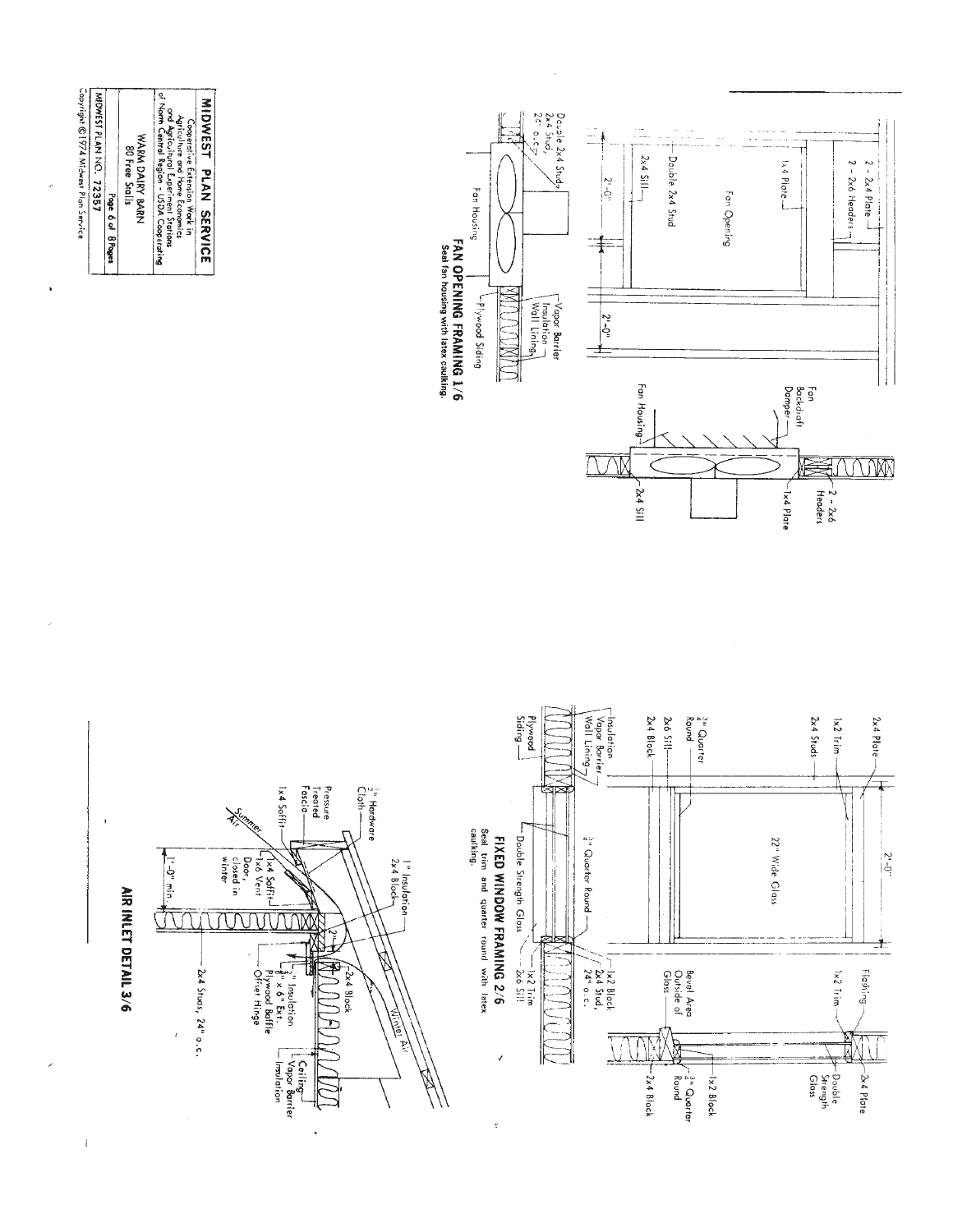## FAN OPENING FRAMING 1/6

Seal fan housing with latex caulking.

2 - 2x4 Plate

2 - 2x6 Headers

1x4 Plate

Fan Opening

Double 2x4 Stud

2x4 Sill

2'-0"

2'-0"

Double 2x4 Stud

2x4 Stud, 24" o.c.

Fan Housing

Vapor Barrier

Insulation

Wall Lining

Plywood Siding

Fan Backdraft Damper

Fan Housing

2 - 2x6 Headers

1x4 Plate

2x4 Sill

## FIXED WINDOW FRAMING 2/6

Seal trim and quarter round with latex caulking.

2x4 Plate

1x2 Trim

2x4 Studs

$\frac{3}{4}$" Quarter Round

2x6 Sill

2x4 Block

2'-0"

22" Wide Glass

Insulation

Vapor Barrier

Wall Lining

Plywood Siding

Double Strength Glass

$\frac{3}{4}$" Quarter Round

1x2 Block

2x4 Stud, 24" o.c.

1x2 Trim

2x6 Sill

Flashing

1x2 Trim

2x4 Plate

Bevel Area Outside of Glass

Double Strength Glass

1x2 Block

$\frac{3}{4}$" Quarter Round

2x4 Block

## AIR INLET DETAIL 3/6

$\frac{1}{2}$" Hardware Cloth

Pressure Treated Fascia

1x4 Soffit

Summer Air

1'-0" min

1" Insulation

2x4 Block

2"

1x4 Soffit

1x6 Vent Door, closed in winter

2x4 Block

$\frac{1}{2}$" Insulation

$\frac{3}{8}$" x 6" Ext. Plywood Baffle

Offset Hinge

Winter Air

Ceiling

Vapor Barrier

Insulation

2x4 Studs, 24" o.c.

**MIDWEST PLAN SERVICE**

Cooperative Extension Work in Agriculture and Home Economics and Agricultural Experiment Stations of North Central Region - USDA Cooperating

WARM DAIRY BARN

80 Free Stalls

MIDWEST PLAN NO. 72357

Copyright © 1974 Midwest Plan Service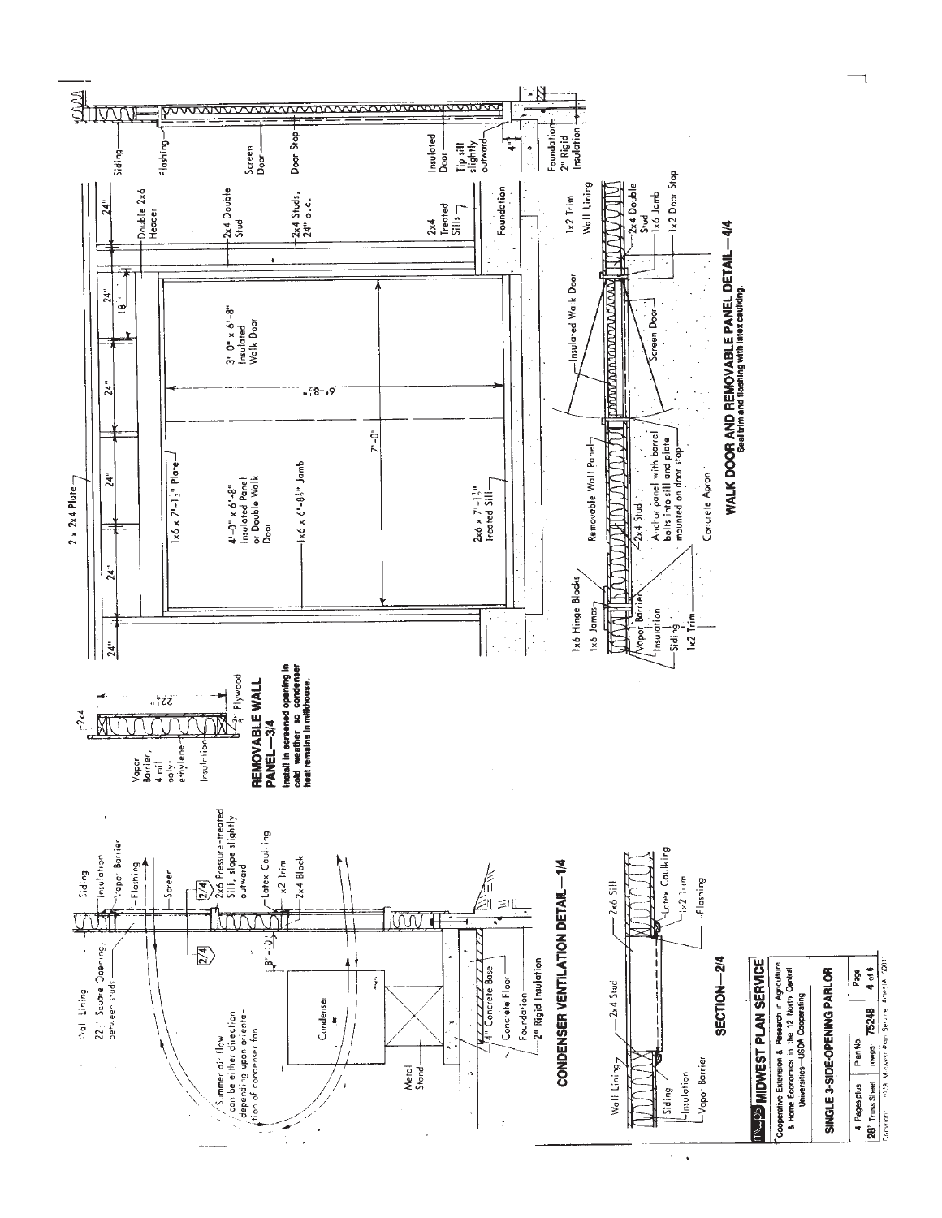Wall Lining
22" Square Opening, between studs
Siding
Insulation
Vapor Barrier
Flashing
Screen
2/4
2x6 Pressure-treated Sill, slope slightly outward
Latex Caulking
1x2 Trim
2x4 Block
8"-10"
2/4
Summer air flow can be either direction depending upon orientation of condenser fan
Condenser
Metal Stand
4" Concrete Base
Concrete Floor
Foundation
2" Rigid Insulation

## CONDENSER VENTILATION DETAIL—1/4

Wall Lining
2x4 Stud
2x6 Sill
Siding
Insulation
Vapor Barrier
Latex Caulking
1x2 Trim
Flashing

## SECTION—2/4

2x4
Vapor Barrier, 4 mil polyethylene
Insulation
22½"
¾" Plywood

## REMOVABLE WALL PANEL—3/4

**Install in screened opening in cold weather so condenser heat remains in milkhouse.**

2 x 2x4 Plate
24"
24"
24"
24"
24"
18"
24"
Double 2x6 Header
2x4 Double Stud
2x4 Studs, 24" o.c.
2x4 Treated Sills
Foundation
1x6 x 7'-1½" Plate
4'-0" x 6'-8" Insulated Panel or Double Walk Door
1x6 x 6'-8½" Jamb
2x6 x 7'-1½" Treated Sill
3'-0" x 6'-8" Insulated Walk Door
6'-8½"
7'-0"

Siding
Flashing
Screen Door
Door Stop
Insulated Door
Tip sill slightly outward
4"
Foundation
2" Rigid Insulation

1x6 Hinge Blocks
1x6 Jambs
Vapor Barrier
Insulation
Siding
1x2 Trim
Removable Wall Panel
2x4 Stud
Anchor panel with barrel bolts into sill and plate mounted on door stop
Concrete Apron
Insulated Walk Door
Screen Door
1x2 Trim
Wall Lining
2x4 Double Stud
1x6 Jamb
1x2 Door Stop

## WALK DOOR AND REMOVABLE PANEL DETAIL—4/4

**Seal trim and flashing with latex caulking.**

**mwps MIDWEST PLAN SERVICE**

Cooperative Extension & Research in Agriculture & Home Economics in the 12 North Central Universities—USDA Cooperating

**SINGLE 3-SIDE-OPENING PARLOR**

| 4 Pages plus | Plan No | Page |
| --- | --- | --- |
| 28' Truss Sheet | mwps 75248 | 4 of 6 |

Copyright 1978 Midwest Plan Service, Ames IA 50011